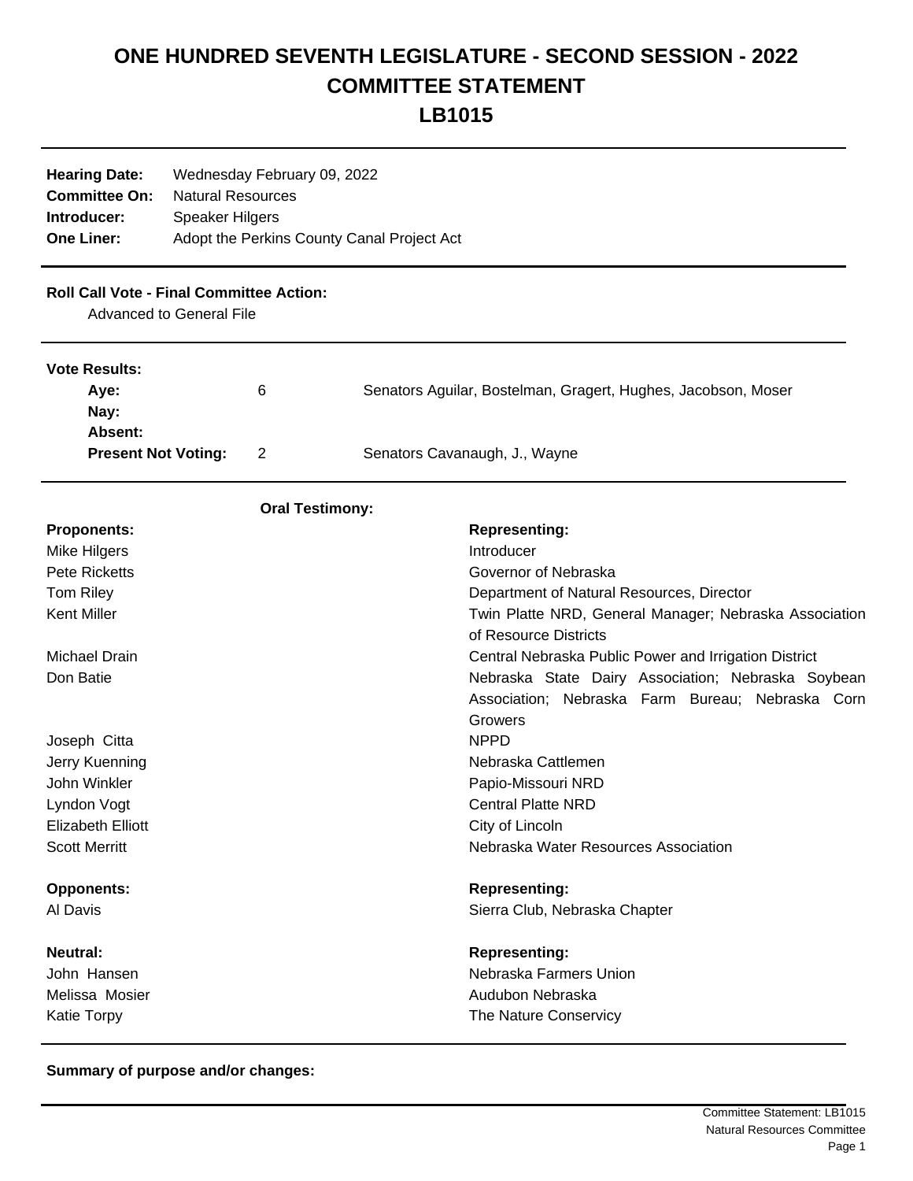# ONE HUNDRED SEVENTH LEGISLATURE - SECOND SESSION - 2022
# COMMITTEE STATEMENT
# LB1015

| | |
|---|---|
| **Hearing Date:** | Wednesday February 09, 2022 |
| **Committee On:** | Natural Resources |
| **Introducer:** | Speaker Hilgers |
| **One Liner:** | Adopt the Perkins County Canal Project Act |

**Roll Call Vote - Final Committee Action:**

Advanced to General File

**Vote Results:**

| | | |
|---|---|---|
| **Aye:** | 6 | Senators Aguilar, Bostelman, Gragert, Hughes, Jacobson, Moser |
| **Nay:** | | |
| **Absent:** | | |
| **Present Not Voting:** | 2 | Senators Cavanaugh, J., Wayne |

**Oral Testimony:**

| **Proponents:** | **Representing:** |
|---|---|
| Mike Hilgers | Introducer |
| Pete Ricketts | Governor of Nebraska |
| Tom Riley | Department of Natural Resources, Director |
| Kent Miller | Twin Platte NRD, General Manager; Nebraska Association of Resource Districts |
| Michael Drain | Central Nebraska Public Power and Irrigation District |
| Don Batie | Nebraska State Dairy Association; Nebraska Soybean Association; Nebraska Farm Bureau; Nebraska Corn Growers |
| Joseph Citta | NPPD |
| Jerry Kuenning | Nebraska Cattlemen |
| John Winkler | Papio-Missouri NRD |
| Lyndon Vogt | Central Platte NRD |
| Elizabeth Elliott | City of Lincoln |
| Scott Merritt | Nebraska Water Resources Association |

| **Opponents:** | **Representing:** |
|---|---|
| Al Davis | Sierra Club, Nebraska Chapter |

| **Neutral:** | **Representing:** |
|---|---|
| John Hansen | Nebraska Farmers Union |
| Melissa Mosier | Audubon Nebraska |
| Katie Torpy | The Nature Conservicy |

**Summary of purpose and/or changes:**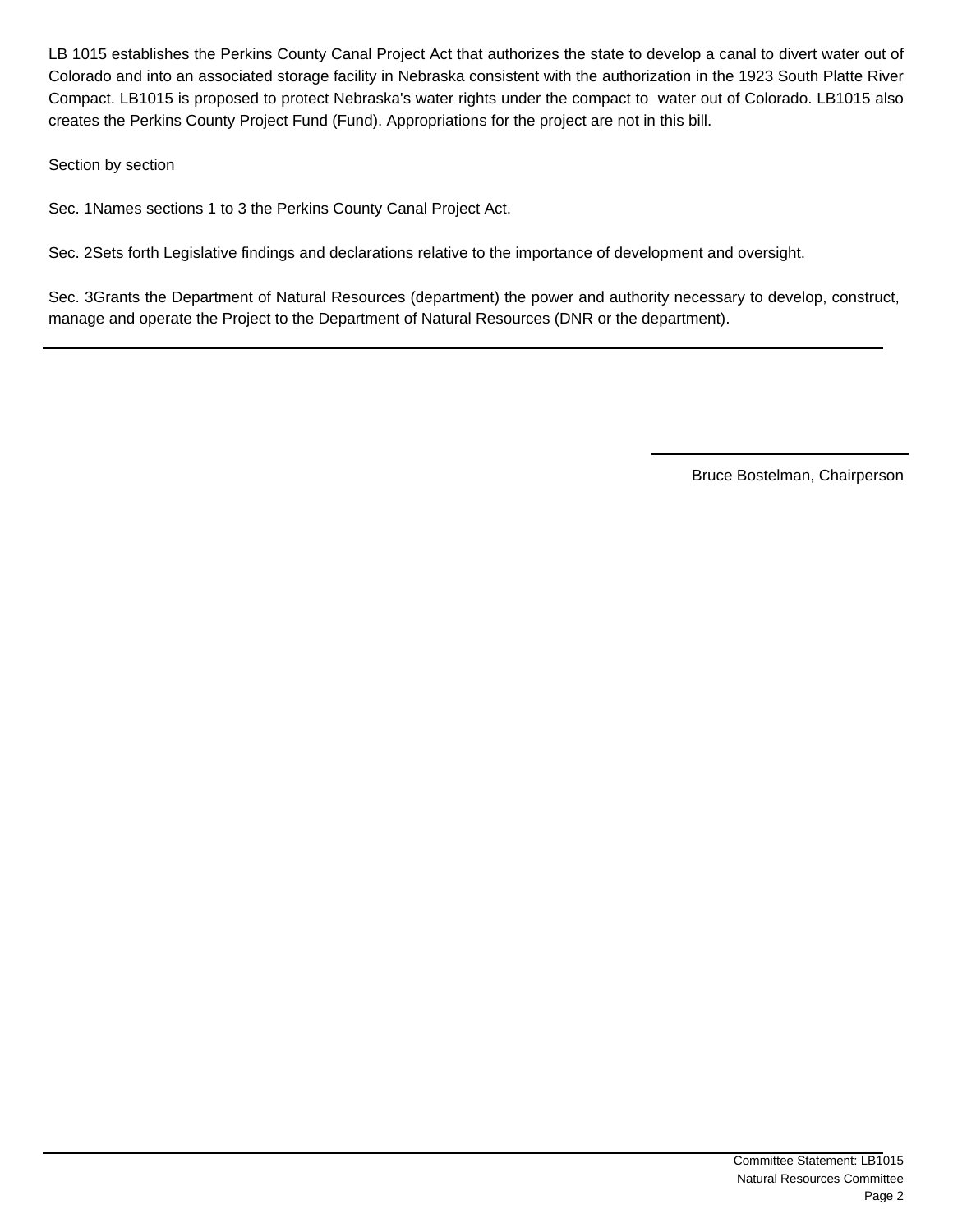LB 1015 establishes the Perkins County Canal Project Act that authorizes the state to develop a canal to divert water out of Colorado and into an associated storage facility in Nebraska consistent with the authorization in the 1923 South Platte River Compact. LB1015 is proposed to protect Nebraska's water rights under the compact to  water out of Colorado. LB1015 also creates the Perkins County Project Fund (Fund). Appropriations for the project are not in this bill.

Section by section

Sec. 1Names sections 1 to 3 the Perkins County Canal Project Act.

Sec. 2Sets forth Legislative findings and declarations relative to the importance of development and oversight.

Sec. 3Grants the Department of Natural Resources (department) the power and authority necessary to develop, construct, manage and operate the Project to the Department of Natural Resources (DNR or the department).

---

Bruce Bostelman, Chairperson